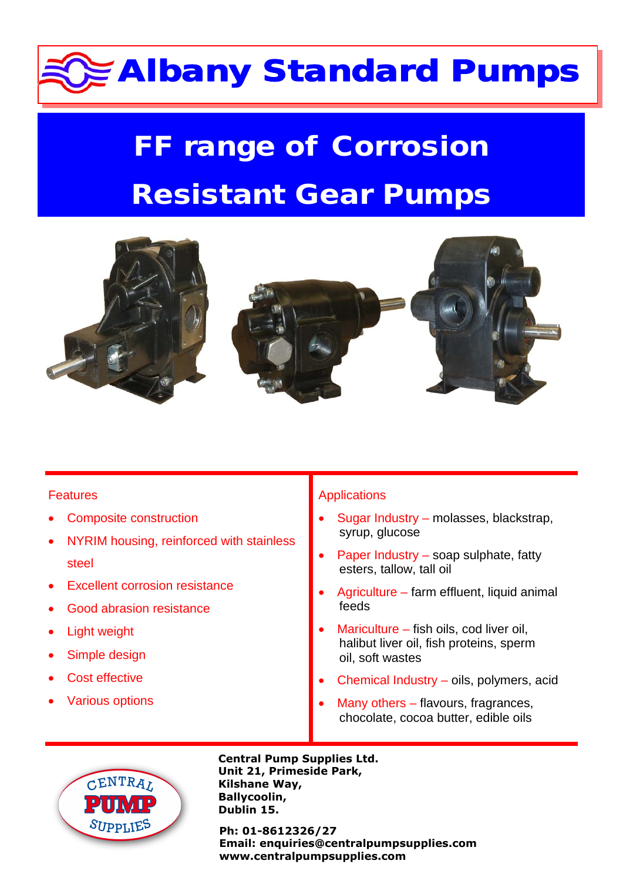# Albany Standard Pumps

## FF range of Corrosion Resistant Gear Pumps

### Features

- Composite construction
- NYRIM housing, reinforced with stainless steel
- Excellent corrosion resistance
- Good abrasion resistance
- Light weight
- Simple design
- Cost effective
- Various options

### Applications

- Sugar Industry – molasses, blackstrap, syrup, glucose
- Paper Industry – soap sulphate, fatty esters, tallow, tall oil
- Agriculture – farm effluent, liquid animal feeds
- Mariculture – fish oils, cod liver oil, halibut liver oil, fish proteins, sperm oil, soft wastes
- Chemical Industry – oils, polymers, acid
- Many others – flavours, fragrances, chocolate, cocoa butter, edible oils

CENTRAL PUMP SUPPLIES

**Central Pump Supplies Ltd.**
**Unit 21, Primeside Park,**
**Kilshane Way,**
**Ballycoolin,**
**Dublin 15.**

**Ph: 01-8612326/27**
**Email: enquiries@centralpumpsupplies.com**
**www.centralpumpsupplies.com**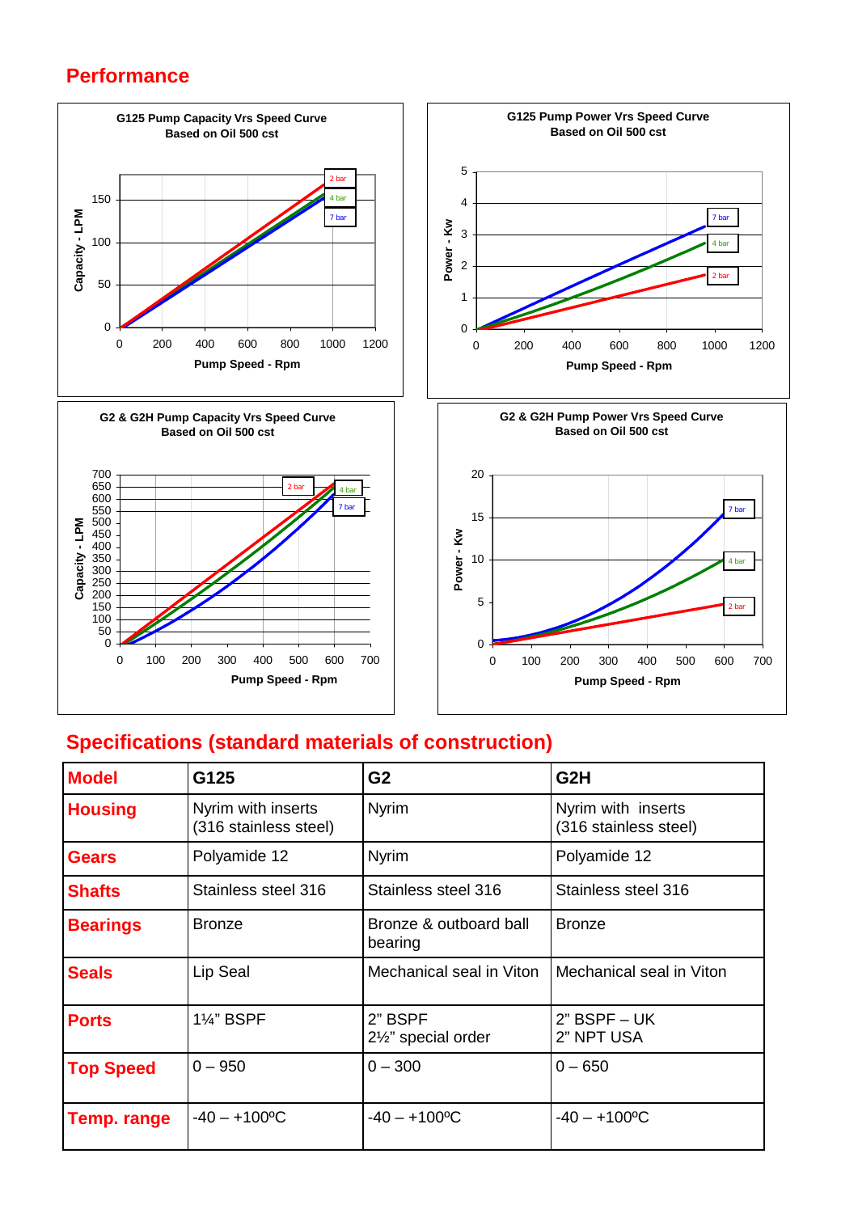## Performance

G125 Pump Capacity Vrs Speed Curve
Based on Oil 500 cst

Capacity - LPM

0
50
100
150

0 200 400 600 800 1000 1200

Pump Speed - Rpm

2 bar
4 bar
7 bar

G125 Pump Power Vrs Speed Curve
Based on Oil 500 cst

Power - Kw

0
1
2
3
4
5

0 200 400 600 800 1000 1200

Pump Speed - Rpm

7 bar
4 bar
2 bar

G2 & G2H Pump Capacity Vrs Speed Curve
Based on Oil 500 cst

Capacity - LPM

0
50
100
150
200
250
300
350
400
450
500
550
600
650
700

0 100 200 300 400 500 600 700

Pump Speed - Rpm

2 bar
4 bar
7 bar

G2 & G2H Pump Power Vrs Speed Curve
Based on Oil 500 cst

Power - Kw

0
5
10
15
20

0 100 200 300 400 500 600 700

Pump Speed - Rpm

7 bar
4 bar
2 bar

## Specifications (standard materials of construction)

| **Model** | **G125** | **G2** | **G2H** |
|---|---|---|---|
| **Housing** | Nyrim with inserts (316 stainless steel) | Nyrim | Nyrim with inserts (316 stainless steel) |
| **Gears** | Polyamide 12 | Nyrim | Polyamide 12 |
| **Shafts** | Stainless steel 316 | Stainless steel 316 | Stainless steel 316 |
| **Bearings** | Bronze | Bronze & outboard ball bearing | Bronze |
| **Seals** | Lip Seal | Mechanical seal in Viton | Mechanical seal in Viton |
| **Ports** | 1¼" BSPF | 2" BSPF<br>2½" special order | 2" BSPF – UK<br>2" NPT USA |
| **Top Speed** | 0 – 950 | 0 – 300 | 0 – 650 |
| **Temp. range** | -40 – +100ºC | -40 – +100ºC | -40 – +100ºC |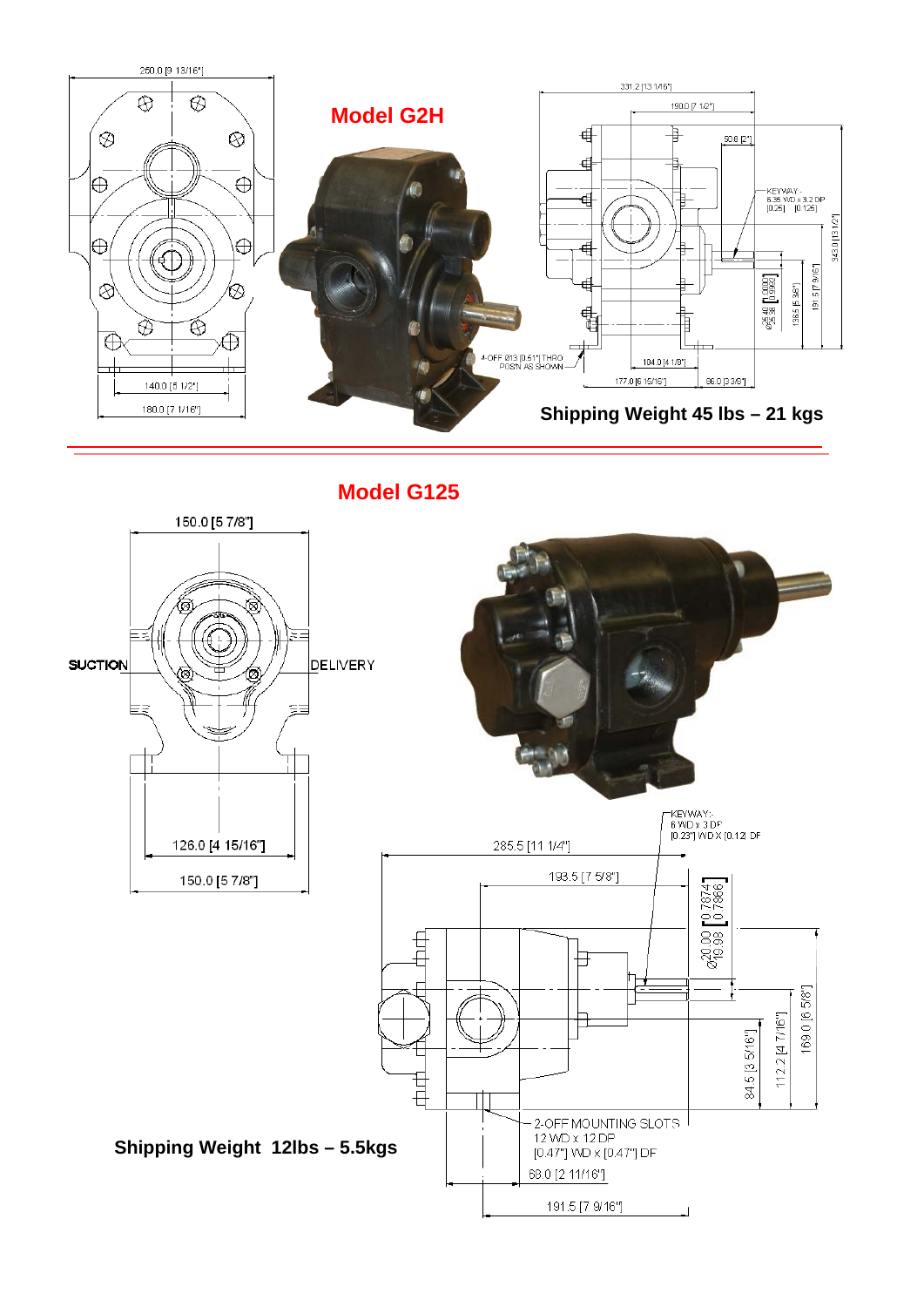## Model G2H

250.0 [9 13/16"]

140.0 [5 1/2"]

180.0 [7 1/16"]

331.2 [13 1/16"]

190.0 [7 1/2"]

50.8 [2"]

KEYWAY:- 6.35 WD x 3.2 DP [0.25] [0.125]

343.0 [13 1/2"]

191.5 [7 9/16"]

136.5 [5 3/8"]

Ø25.40 Ø25.38 [1.000 0.999]

4-OFF Ø13 [0.51"] THRO POSN AS SHOWN

104.0 [4 1/8"]

177.0 [6 15/16"]

86.0 [3 3/8"]

**Shipping Weight 45 lbs – 21 kgs**

---

## Model G125

150.0 [5 7/8"]

SUCTION

DELIVERY

126.0 [4 15/16"]

150.0 [5 7/8"]

KEYWAY:- 6 WD x 3 DP [0.23"] WD X [0.12] DP

285.5 [11 1/4"]

193.5 [7 5/8"]

Ø20.00 Ø19.98 [0.7874 0.7866]

169.0 [6 5/8"]

112.2 [4 7/16"]

84.5 [3 5/16"]

2-OFF MOUNTING SLOTS 12 WD x 12 DP [0.47"] WD x [0.47"] DP

68.0 [2 11/16"]

191.5 [7 9/16"]

**Shipping Weight 12lbs – 5.5kgs**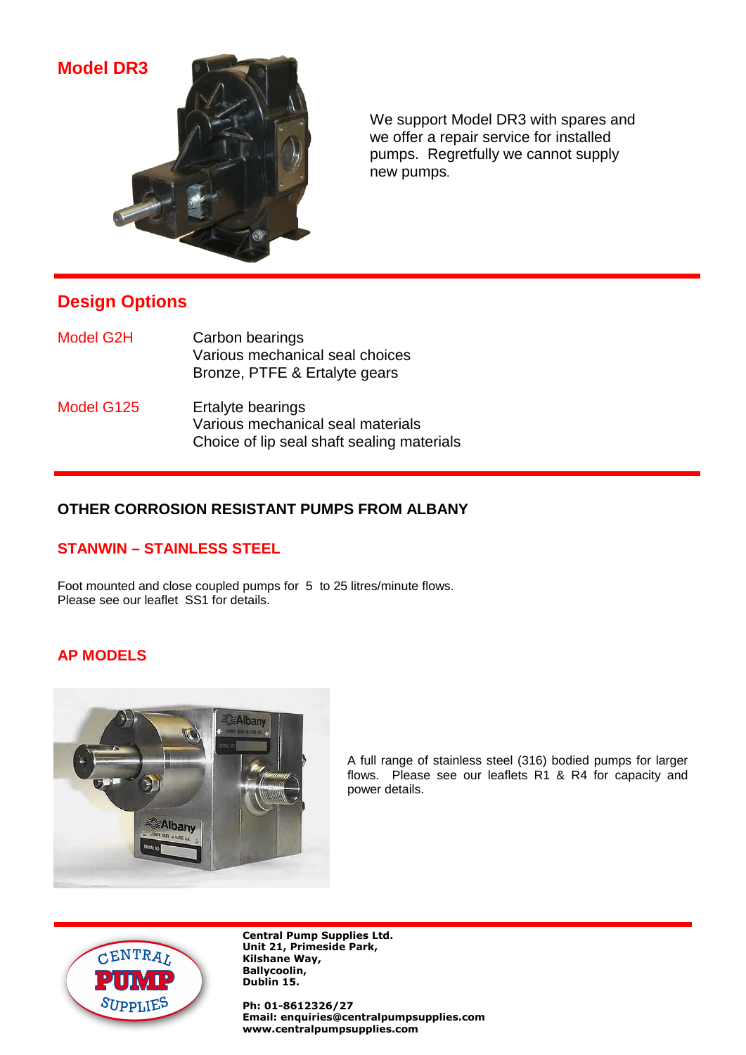## Model DR3

We support Model DR3 with spares and we offer a repair service for installed pumps. Regretfully we cannot supply new pumps.

## Design Options

| | |
|---|---|
| Model G2H | Carbon bearings<br>Various mechanical seal choices<br>Bronze, PTFE & Ertalyte gears |
| Model G125 | Ertalyte bearings<br>Various mechanical seal materials<br>Choice of lip seal shaft sealing materials |

### OTHER CORROSION RESISTANT PUMPS FROM ALBANY

### STANWIN – STAINLESS STEEL

Foot mounted and close coupled pumps for 5 to 25 litres/minute flows.
Please see our leaflet SS1 for details.

### AP MODELS

A full range of stainless steel (316) bodied pumps for larger flows. Please see our leaflets R1 & R4 for capacity and power details.

**Central Pump Supplies Ltd.**
**Unit 21, Primeside Park,**
**Kilshane Way,**
**Ballycoolin,**
**Dublin 15.**

**Ph: 01-8612326/27**
**Email: enquiries@centralpumpsupplies.com**
**www.centralpumpsupplies.com**